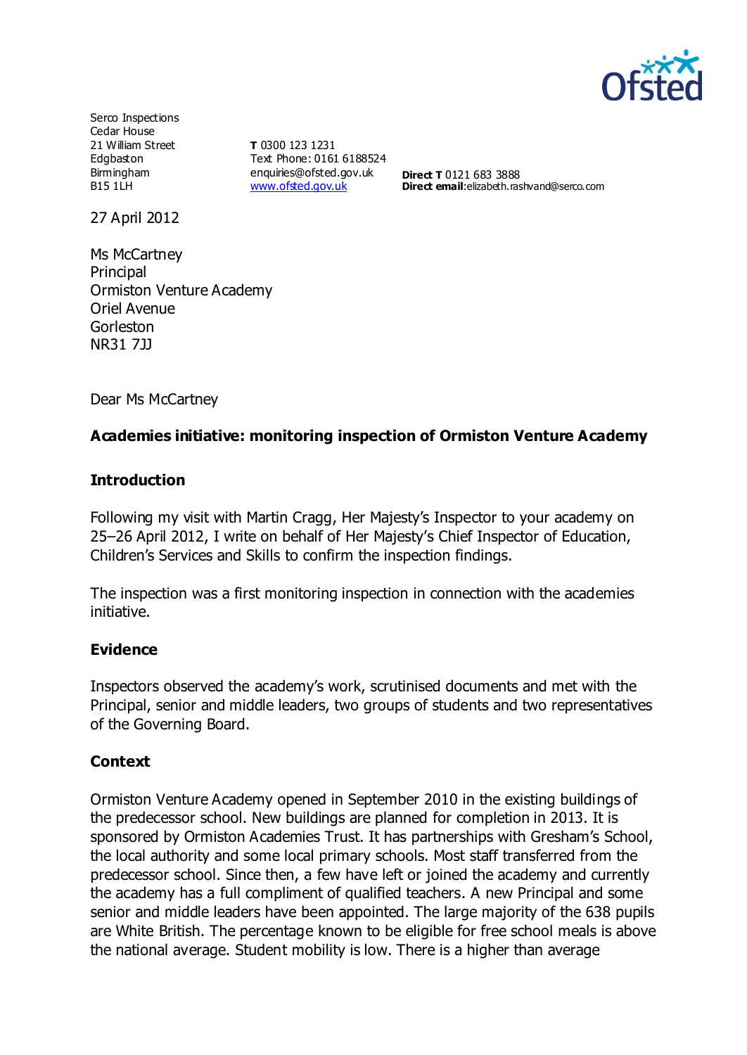Serco Inspections
Cedar House
21 William Street
Edgbaston
Birmingham
B15 1LH

**T** 0300 123 1231
Text Phone: 0161 6188524
enquiries@ofsted.gov.uk
www.ofsted.gov.uk

**Direct T** 0121 683 3888
**Direct email**:elizabeth.rashvand@serco.com

27 April 2012

Ms McCartney
Principal
Ormiston Venture Academy
Oriel Avenue
Gorleston
NR31 7JJ

Dear Ms McCartney

**Academies initiative: monitoring inspection of Ormiston Venture Academy**

## Introduction

Following my visit with Martin Cragg, Her Majesty's Inspector to your academy on 25–26 April 2012, I write on behalf of Her Majesty's Chief Inspector of Education, Children's Services and Skills to confirm the inspection findings.

The inspection was a first monitoring inspection in connection with the academies initiative.

## Evidence

Inspectors observed the academy's work, scrutinised documents and met with the Principal, senior and middle leaders, two groups of students and two representatives of the Governing Board.

## Context

Ormiston Venture Academy opened in September 2010 in the existing buildings of the predecessor school. New buildings are planned for completion in 2013. It is sponsored by Ormiston Academies Trust. It has partnerships with Gresham's School, the local authority and some local primary schools. Most staff transferred from the predecessor school. Since then, a few have left or joined the academy and currently the academy has a full compliment of qualified teachers. A new Principal and some senior and middle leaders have been appointed. The large majority of the 638 pupils are White British. The percentage known to be eligible for free school meals is above the national average. Student mobility is low. There is a higher than average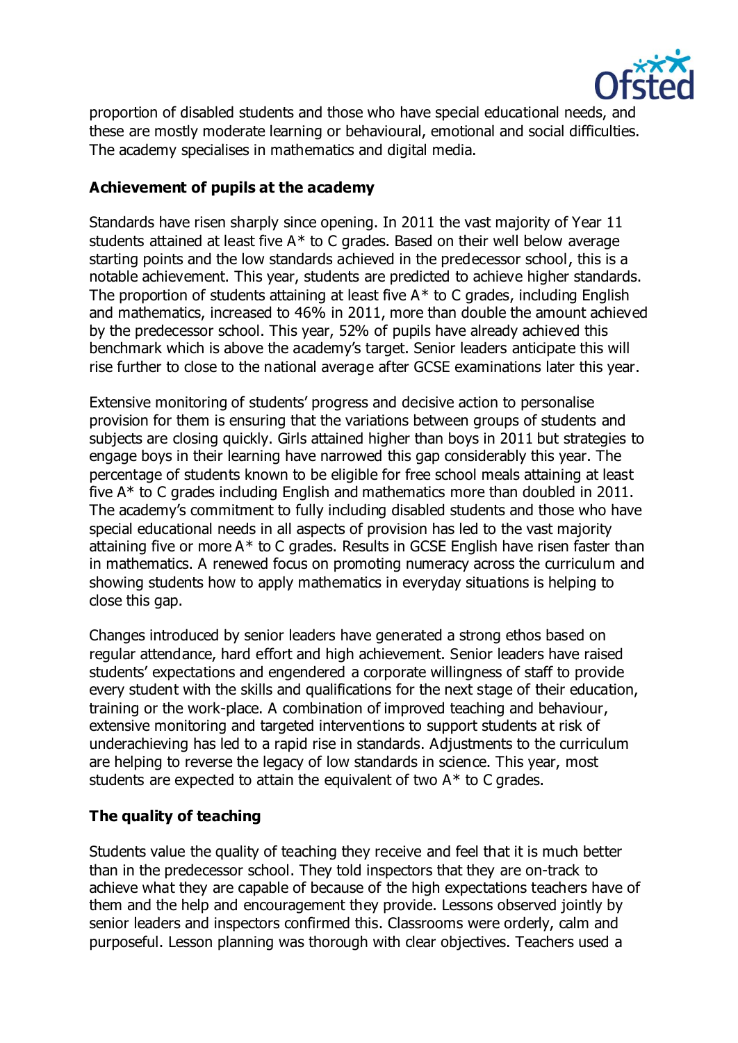proportion of disabled students and those who have special educational needs, and these are mostly moderate learning or behavioural, emotional and social difficulties. The academy specialises in mathematics and digital media.

### Achievement of pupils at the academy

Standards have risen sharply since opening. In 2011 the vast majority of Year 11 students attained at least five A* to C grades. Based on their well below average starting points and the low standards achieved in the predecessor school, this is a notable achievement. This year, students are predicted to achieve higher standards. The proportion of students attaining at least five A* to C grades, including English and mathematics, increased to 46% in 2011, more than double the amount achieved by the predecessor school. This year, 52% of pupils have already achieved this benchmark which is above the academy's target. Senior leaders anticipate this will rise further to close to the national average after GCSE examinations later this year.

Extensive monitoring of students' progress and decisive action to personalise provision for them is ensuring that the variations between groups of students and subjects are closing quickly. Girls attained higher than boys in 2011 but strategies to engage boys in their learning have narrowed this gap considerably this year. The percentage of students known to be eligible for free school meals attaining at least five A* to C grades including English and mathematics more than doubled in 2011. The academy's commitment to fully including disabled students and those who have special educational needs in all aspects of provision has led to the vast majority attaining five or more A* to C grades. Results in GCSE English have risen faster than in mathematics. A renewed focus on promoting numeracy across the curriculum and showing students how to apply mathematics in everyday situations is helping to close this gap.

Changes introduced by senior leaders have generated a strong ethos based on regular attendance, hard effort and high achievement. Senior leaders have raised students' expectations and engendered a corporate willingness of staff to provide every student with the skills and qualifications for the next stage of their education, training or the work-place. A combination of improved teaching and behaviour, extensive monitoring and targeted interventions to support students at risk of underachieving has led to a rapid rise in standards. Adjustments to the curriculum are helping to reverse the legacy of low standards in science. This year, most students are expected to attain the equivalent of two A* to C grades.

### The quality of teaching

Students value the quality of teaching they receive and feel that it is much better than in the predecessor school. They told inspectors that they are on-track to achieve what they are capable of because of the high expectations teachers have of them and the help and encouragement they provide. Lessons observed jointly by senior leaders and inspectors confirmed this. Classrooms were orderly, calm and purposeful. Lesson planning was thorough with clear objectives. Teachers used a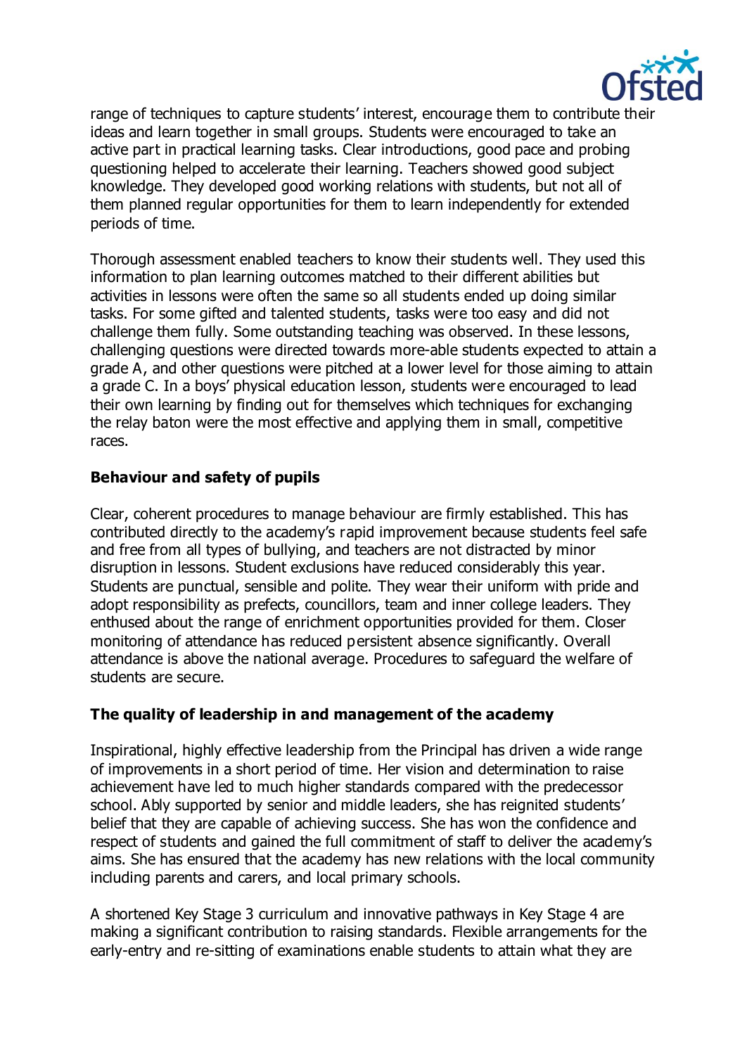range of techniques to capture students' interest, encourage them to contribute their ideas and learn together in small groups. Students were encouraged to take an active part in practical learning tasks. Clear introductions, good pace and probing questioning helped to accelerate their learning. Teachers showed good subject knowledge. They developed good working relations with students, but not all of them planned regular opportunities for them to learn independently for extended periods of time.

Thorough assessment enabled teachers to know their students well. They used this information to plan learning outcomes matched to their different abilities but activities in lessons were often the same so all students ended up doing similar tasks. For some gifted and talented students, tasks were too easy and did not challenge them fully. Some outstanding teaching was observed. In these lessons, challenging questions were directed towards more-able students expected to attain a grade A, and other questions were pitched at a lower level for those aiming to attain a grade C. In a boys' physical education lesson, students were encouraged to lead their own learning by finding out for themselves which techniques for exchanging the relay baton were the most effective and applying them in small, competitive races.

### Behaviour and safety of pupils

Clear, coherent procedures to manage behaviour are firmly established. This has contributed directly to the academy's rapid improvement because students feel safe and free from all types of bullying, and teachers are not distracted by minor disruption in lessons. Student exclusions have reduced considerably this year. Students are punctual, sensible and polite. They wear their uniform with pride and adopt responsibility as prefects, councillors, team and inner college leaders. They enthused about the range of enrichment opportunities provided for them. Closer monitoring of attendance has reduced persistent absence significantly. Overall attendance is above the national average. Procedures to safeguard the welfare of students are secure.

### The quality of leadership in and management of the academy

Inspirational, highly effective leadership from the Principal has driven a wide range of improvements in a short period of time. Her vision and determination to raise achievement have led to much higher standards compared with the predecessor school. Ably supported by senior and middle leaders, she has reignited students' belief that they are capable of achieving success. She has won the confidence and respect of students and gained the full commitment of staff to deliver the academy's aims. She has ensured that the academy has new relations with the local community including parents and carers, and local primary schools.

A shortened Key Stage 3 curriculum and innovative pathways in Key Stage 4 are making a significant contribution to raising standards. Flexible arrangements for the early-entry and re-sitting of examinations enable students to attain what they are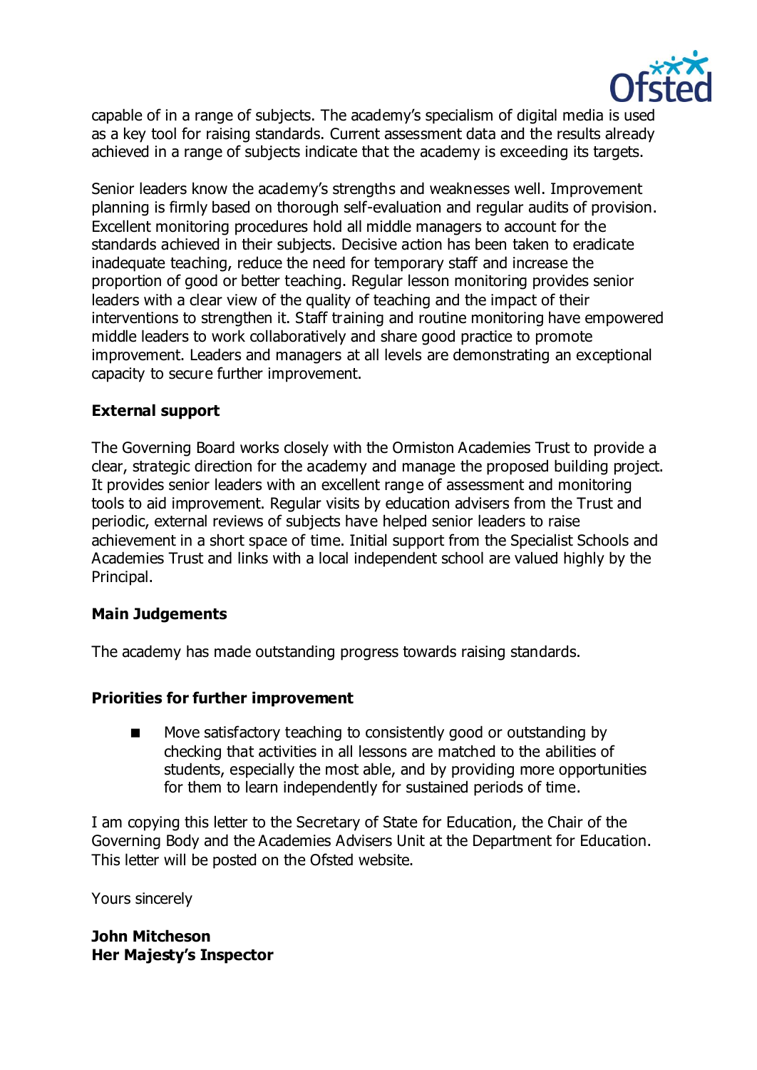capable of in a range of subjects. The academy's specialism of digital media is used as a key tool for raising standards. Current assessment data and the results already achieved in a range of subjects indicate that the academy is exceeding its targets.

Senior leaders know the academy's strengths and weaknesses well. Improvement planning is firmly based on thorough self-evaluation and regular audits of provision. Excellent monitoring procedures hold all middle managers to account for the standards achieved in their subjects. Decisive action has been taken to eradicate inadequate teaching, reduce the need for temporary staff and increase the proportion of good or better teaching. Regular lesson monitoring provides senior leaders with a clear view of the quality of teaching and the impact of their interventions to strengthen it. Staff training and routine monitoring have empowered middle leaders to work collaboratively and share good practice to promote improvement. Leaders and managers at all levels are demonstrating an exceptional capacity to secure further improvement.

**External support**

The Governing Board works closely with the Ormiston Academies Trust to provide a clear, strategic direction for the academy and manage the proposed building project. It provides senior leaders with an excellent range of assessment and monitoring tools to aid improvement. Regular visits by education advisers from the Trust and periodic, external reviews of subjects have helped senior leaders to raise achievement in a short space of time. Initial support from the Specialist Schools and Academies Trust and links with a local independent school are valued highly by the Principal.

**Main Judgements**

The academy has made outstanding progress towards raising standards.

**Priorities for further improvement**

- Move satisfactory teaching to consistently good or outstanding by checking that activities in all lessons are matched to the abilities of students, especially the most able, and by providing more opportunities for them to learn independently for sustained periods of time.

I am copying this letter to the Secretary of State for Education, the Chair of the Governing Body and the Academies Advisers Unit at the Department for Education. This letter will be posted on the Ofsted website.

Yours sincerely

**John Mitcheson**
**Her Majesty's Inspector**